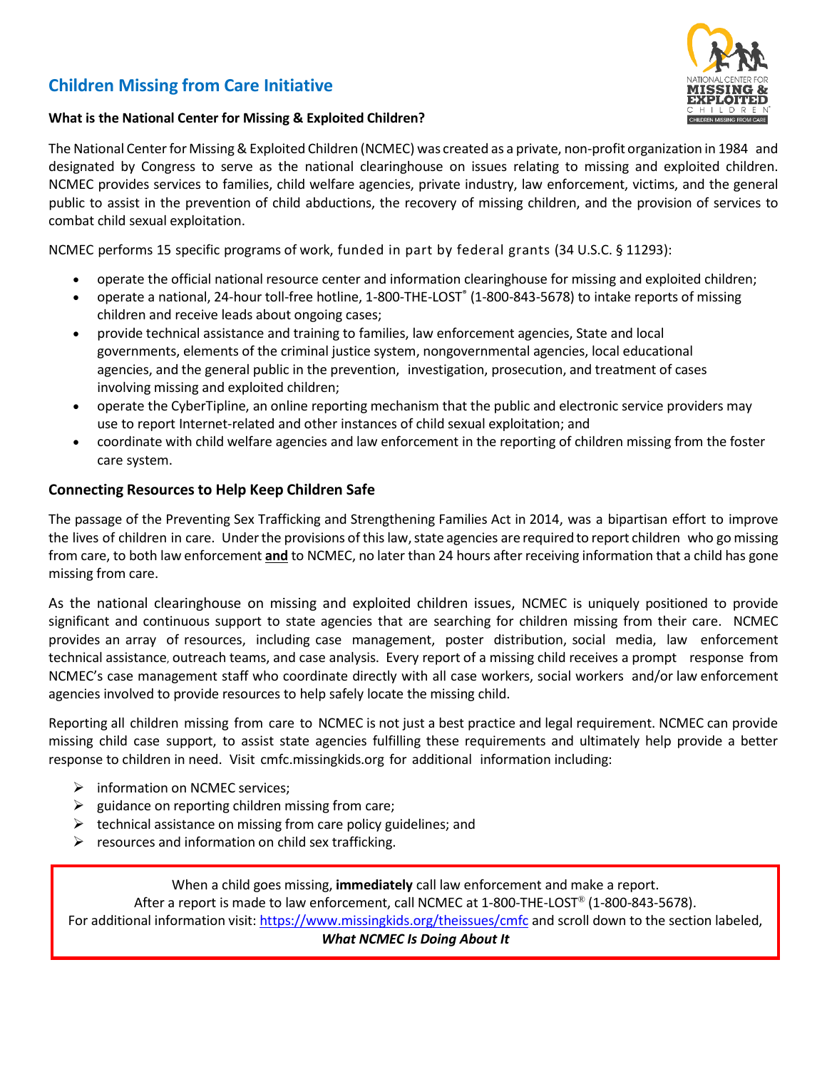## Children Missing from Care Initiative

**What is the National Center for Missing & Exploited Children?**

The National Center for Missing & Exploited Children (NCMEC) was created as a private, non-profit organization in 1984 and designated by Congress to serve as the national clearinghouse on issues relating to missing and exploited children. NCMEC provides services to families, child welfare agencies, private industry, law enforcement, victims, and the general public to assist in the prevention of child abductions, the recovery of missing children, and the provision of services to combat child sexual exploitation.

NCMEC performs 15 specific programs of work, funded in part by federal grants (34 U.S.C. § 11293):

- operate the official national resource center and information clearinghouse for missing and exploited children;
- operate a national, 24-hour toll-free hotline, 1-800-THE-LOST® (1-800-843-5678) to intake reports of missing children and receive leads about ongoing cases;
- provide technical assistance and training to families, law enforcement agencies, State and local governments, elements of the criminal justice system, nongovernmental agencies, local educational agencies, and the general public in the prevention, investigation, prosecution, and treatment of cases involving missing and exploited children;
- operate the CyberTipline, an online reporting mechanism that the public and electronic service providers may use to report Internet-related and other instances of child sexual exploitation; and
- coordinate with child welfare agencies and law enforcement in the reporting of children missing from the foster care system.

### Connecting Resources to Help Keep Children Safe

The passage of the Preventing Sex Trafficking and Strengthening Families Act in 2014, was a bipartisan effort to improve the lives of children in care. Under the provisions of this law, state agencies are required to report children who go missing from care, to both law enforcement **and** to NCMEC, no later than 24 hours after receiving information that a child has gone missing from care.

As the national clearinghouse on missing and exploited children issues, NCMEC is uniquely positioned to provide significant and continuous support to state agencies that are searching for children missing from their care. NCMEC provides an array of resources, including case management, poster distribution, social media, law enforcement technical assistance, outreach teams, and case analysis. Every report of a missing child receives a prompt response from NCMEC's case management staff who coordinate directly with all case workers, social workers and/or law enforcement agencies involved to provide resources to help safely locate the missing child.

Reporting all children missing from care to NCMEC is not just a best practice and legal requirement. NCMEC can provide missing child case support, to assist state agencies fulfilling these requirements and ultimately help provide a better response to children in need. Visit cmfc.missingkids.org for additional information including:

- information on NCMEC services;
- guidance on reporting children missing from care;
- technical assistance on missing from care policy guidelines; and
- resources and information on child sex trafficking.

When a child goes missing, **immediately** call law enforcement and make a report.
After a report is made to law enforcement, call NCMEC at 1-800-THE-LOST® (1-800-843-5678).
For additional information visit: https://www.missingkids.org/theissues/cmfc and scroll down to the section labeled, ***What NCMEC Is Doing About It***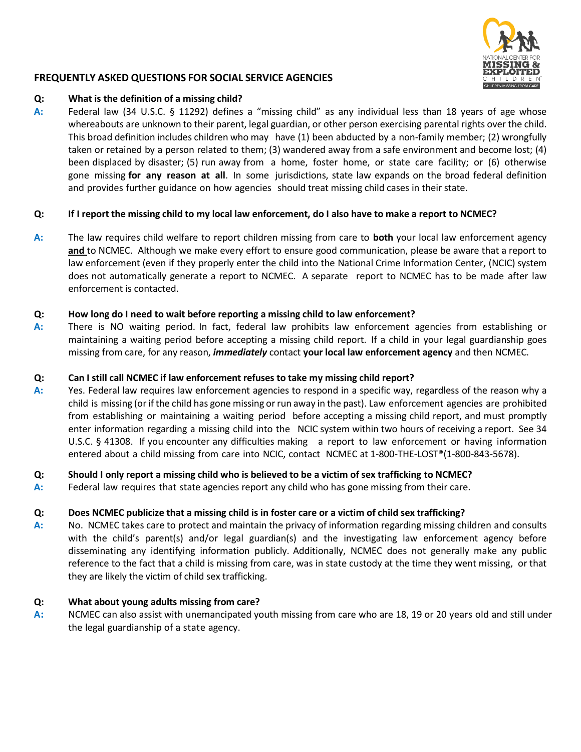## FREQUENTLY ASKED QUESTIONS FOR SOCIAL SERVICE AGENCIES

**Q: What is the definition of a missing child?**

**A:** Federal law (34 U.S.C. § 11292) defines a "missing child" as any individual less than 18 years of age whose whereabouts are unknown to their parent, legal guardian, or other person exercising parental rights over the child. This broad definition includes children who may have (1) been abducted by a non-family member; (2) wrongfully taken or retained by a person related to them; (3) wandered away from a safe environment and become lost; (4) been displaced by disaster; (5) run away from a home, foster home, or state care facility; or (6) otherwise gone missing **for any reason at all**. In some jurisdictions, state law expands on the broad federal definition and provides further guidance on how agencies should treat missing child cases in their state.

**Q: If I report the missing child to my local law enforcement, do I also have to make a report to NCMEC?**

**A:** The law requires child welfare to report children missing from care to **both** your local law enforcement agency **and** to NCMEC. Although we make every effort to ensure good communication, please be aware that a report to law enforcement (even if they properly enter the child into the National Crime Information Center, (NCIC) system does not automatically generate a report to NCMEC. A separate report to NCMEC has to be made after law enforcement is contacted.

**Q: How long do I need to wait before reporting a missing child to law enforcement?**

**A:** There is NO waiting period. In fact, federal law prohibits law enforcement agencies from establishing or maintaining a waiting period before accepting a missing child report. If a child in your legal guardianship goes missing from care, for any reason, ***immediately*** contact **your local law enforcement agency** and then NCMEC.

**Q: Can I still call NCMEC if law enforcement refuses to take my missing child report?**

**A:** Yes. Federal law requires law enforcement agencies to respond in a specific way, regardless of the reason why a child is missing (or if the child has gone missing or run away in the past). Law enforcement agencies are prohibited from establishing or maintaining a waiting period before accepting a missing child report, and must promptly enter information regarding a missing child into the NCIC system within two hours of receiving a report. See 34 U.S.C. § 41308. If you encounter any difficulties making a report to law enforcement or having information entered about a child missing from care into NCIC, contact NCMEC at 1-800-THE-LOST®(1-800-843-5678).

**Q: Should I only report a missing child who is believed to be a victim of sex trafficking to NCMEC?**

**A:** Federal law requires that state agencies report any child who has gone missing from their care.

**Q: Does NCMEC publicize that a missing child is in foster care or a victim of child sex trafficking?**

**A:** No. NCMEC takes care to protect and maintain the privacy of information regarding missing children and consults with the child's parent(s) and/or legal guardian(s) and the investigating law enforcement agency before disseminating any identifying information publicly. Additionally, NCMEC does not generally make any public reference to the fact that a child is missing from care, was in state custody at the time they went missing, or that they are likely the victim of child sex trafficking.

**Q: What about young adults missing from care?**

**A:** NCMEC can also assist with unemancipated youth missing from care who are 18, 19 or 20 years old and still under the legal guardianship of a state agency.